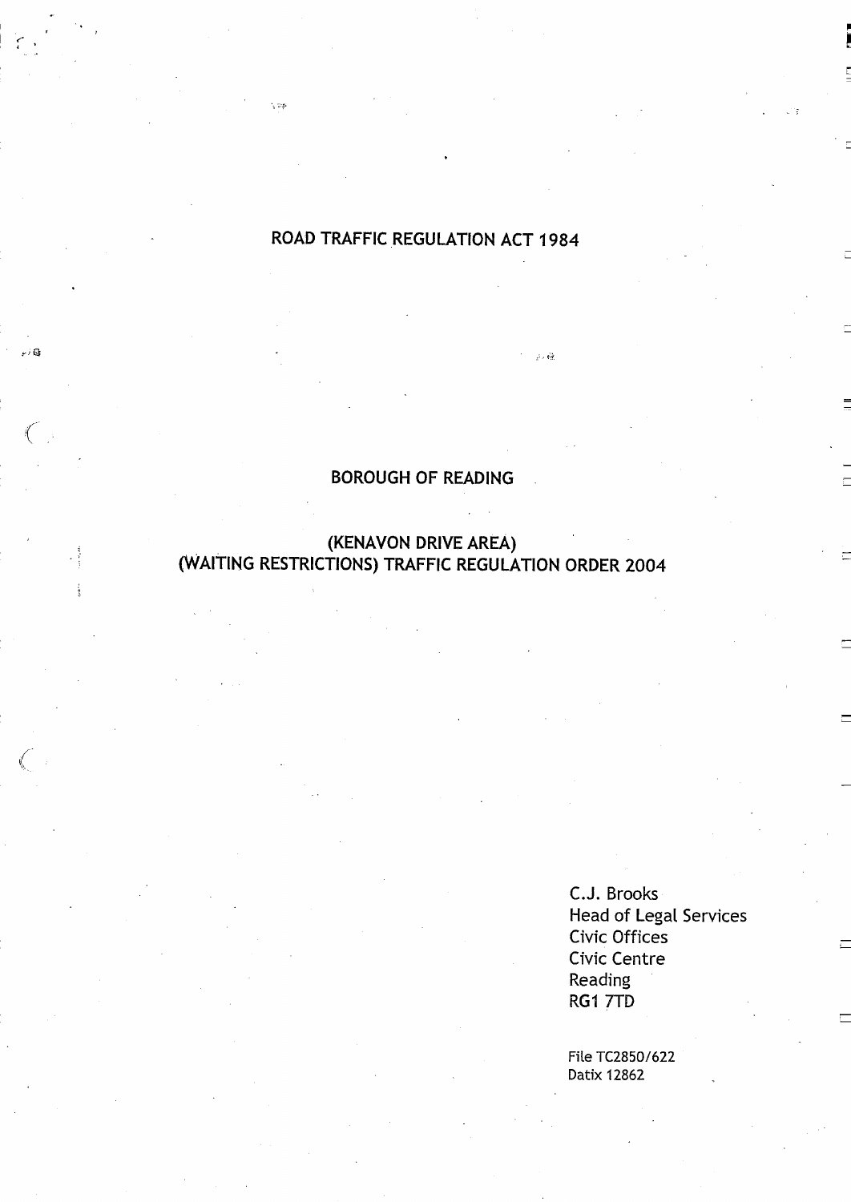# ROAD TRAFFIC REGULATION ACT 1984

## BOROUGH OF READING

## (KENAVON DRIVE AREA) (WAITING RESTRICTIONS) TRAFFIC REGULATION ORDER 2004

C.J. Brooks
Head of Legal Services
Civic Offices
Civic Centre
Reading
RG1 7TD

File TC2850/622
Datix 12862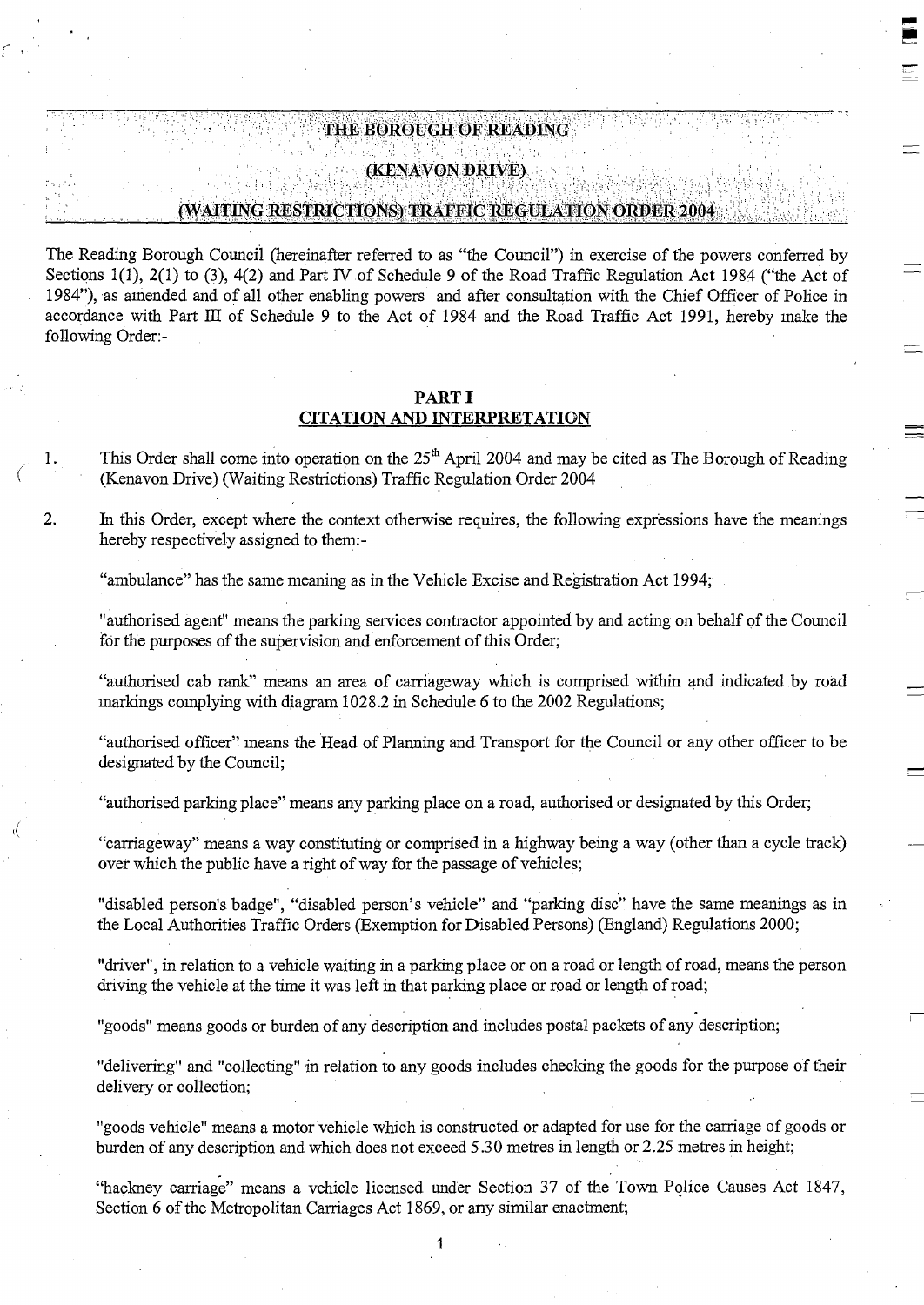# THE BOROUGH OF READING

# (KENAVON DRIVE)

# (WAITING RESTRICTIONS) TRAFFIC REGULATION ORDER 2004

The Reading Borough Council (hereinafter referred to as "the Council") in exercise of the powers conferred by Sections 1(1), 2(1) to (3), 4(2) and Part IV of Schedule 9 of the Road Traffic Regulation Act 1984 ("the Act of 1984"), as amended and of all other enabling powers and after consultation with the Chief Officer of Police in accordance with Part III of Schedule 9 to the Act of 1984 and the Road Traffic Act 1991, hereby make the following Order:-

## PART I
## CITATION AND INTERPRETATION

1. This Order shall come into operation on the 25th April 2004 and may be cited as The Borough of Reading (Kenavon Drive) (Waiting Restrictions) Traffic Regulation Order 2004

2. In this Order, except where the context otherwise requires, the following expressions have the meanings hereby respectively assigned to them:-

   "ambulance" has the same meaning as in the Vehicle Excise and Registration Act 1994;

   "authorised agent" means the parking services contractor appointed by and acting on behalf of the Council for the purposes of the supervision and enforcement of this Order;

   "authorised cab rank" means an area of carriageway which is comprised within and indicated by road markings complying with diagram 1028.2 in Schedule 6 to the 2002 Regulations;

   "authorised officer" means the Head of Planning and Transport for the Council or any other officer to be designated by the Council;

   "authorised parking place" means any parking place on a road, authorised or designated by this Order;

   "carriageway" means a way constituting or comprised in a highway being a way (other than a cycle track) over which the public have a right of way for the passage of vehicles;

   "disabled person's badge", "disabled person's vehicle" and "parking disc" have the same meanings as in the Local Authorities Traffic Orders (Exemption for Disabled Persons) (England) Regulations 2000;

   "driver", in relation to a vehicle waiting in a parking place or on a road or length of road, means the person driving the vehicle at the time it was left in that parking place or road or length of road;

   "goods" means goods or burden of any description and includes postal packets of any description;

   "delivering" and "collecting" in relation to any goods includes checking the goods for the purpose of their delivery or collection;

   "goods vehicle" means a motor vehicle which is constructed or adapted for use for the carriage of goods or burden of any description and which does not exceed 5.30 metres in length or 2.25 metres in height;

   "hackney carriage" means a vehicle licensed under Section 37 of the Town Police Causes Act 1847, Section 6 of the Metropolitan Carriages Act 1869, or any similar enactment;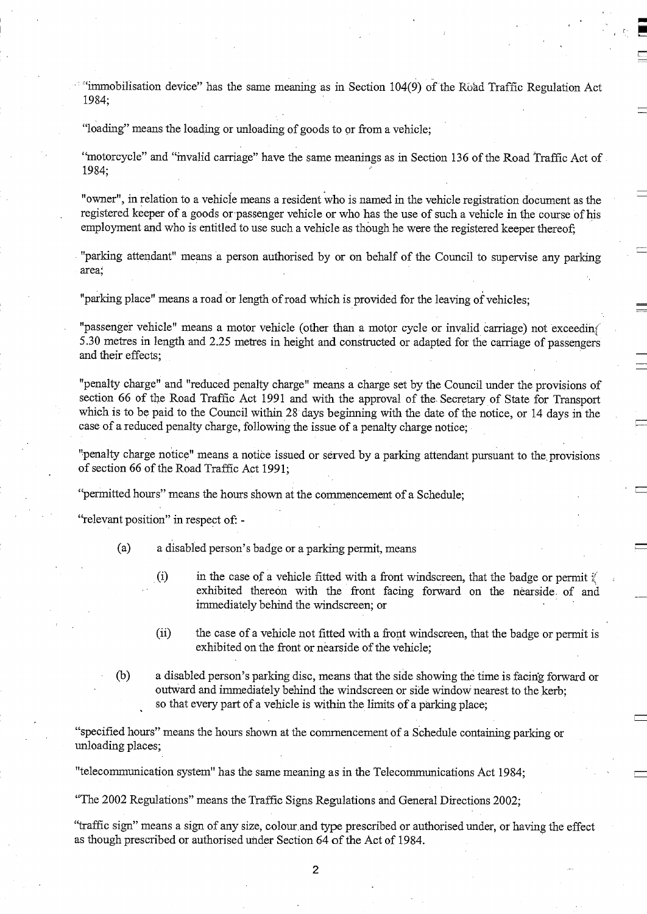"immobilisation device" has the same meaning as in Section 104(9) of the Road Traffic Regulation Act 1984;

"loading" means the loading or unloading of goods to or from a vehicle;

"motorcycle" and "invalid carriage" have the same meanings as in Section 136 of the Road Traffic Act of 1984;

"owner", in relation to a vehicle means a resident who is named in the vehicle registration document as the registered keeper of a goods or passenger vehicle or who has the use of such a vehicle in the course of his employment and who is entitled to use such a vehicle as though he were the registered keeper thereof;

"parking attendant" means a person authorised by or on behalf of the Council to supervise any parking area;

"parking place" means a road or length of road which is provided for the leaving of vehicles;

"passenger vehicle" means a motor vehicle (other than a motor cycle or invalid carriage) not exceeding 5.30 metres in length and 2.25 metres in height and constructed or adapted for the carriage of passengers and their effects;

"penalty charge" and "reduced penalty charge" means a charge set by the Council under the provisions of section 66 of the Road Traffic Act 1991 and with the approval of the Secretary of State for Transport which is to be paid to the Council within 28 days beginning with the date of the notice, or 14 days in the case of a reduced penalty charge, following the issue of a penalty charge notice;

"penalty charge notice" means a notice issued or served by a parking attendant pursuant to the provisions of section 66 of the Road Traffic Act 1991;

"permitted hours" means the hours shown at the commencement of a Schedule;

"relevant position" in respect of: -

(a) a disabled person's badge or a parking permit, means

(i) in the case of a vehicle fitted with a front windscreen, that the badge or permit is exhibited thereon with the front facing forward on the nearside of and immediately behind the windscreen; or

(ii) the case of a vehicle not fitted with a front windscreen, that the badge or permit is exhibited on the front or nearside of the vehicle;

(b) a disabled person's parking disc, means that the side showing the time is facing forward or outward and immediately behind the windscreen or side window nearest to the kerb;
so that every part of a vehicle is within the limits of a parking place;

"specified hours" means the hours shown at the commencement of a Schedule containing parking or unloading places;

"telecommunication system" has the same meaning as in the Telecommunications Act 1984;

"The 2002 Regulations" means the Traffic Signs Regulations and General Directions 2002;

"traffic sign" means a sign of any size, colour and type prescribed or authorised under, or having the effect as though prescribed or authorised under Section 64 of the Act of 1984.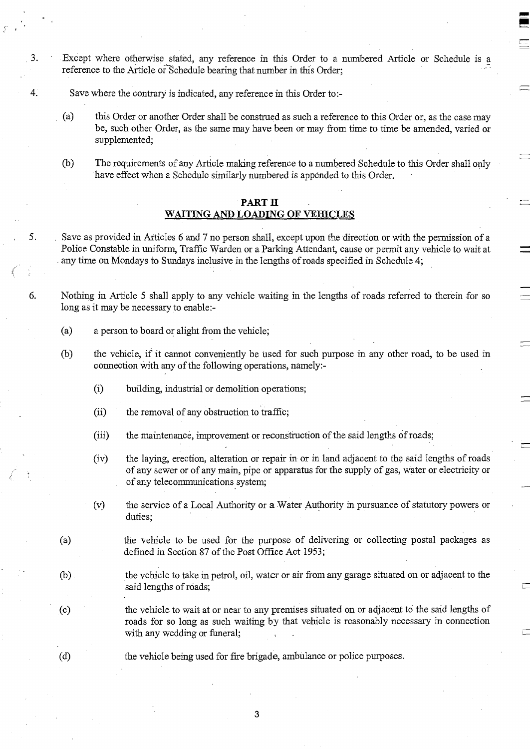3. Except where otherwise stated, any reference in this Order to a numbered Article or Schedule is a reference to the Article or Schedule bearing that number in this Order;

4. Save where the contrary is indicated, any reference in this Order to:-

   (a) this Order or another Order shall be construed as such a reference to this Order or, as the case may be, such other Order, as the same may have been or may from time to time be amended, varied or supplemented;

   (b) The requirements of any Article making reference to a numbered Schedule to this Order shall only have effect when a Schedule similarly numbered is appended to this Order.

## PART II
## WAITING AND LOADING OF VEHICLES

5. Save as provided in Articles 6 and 7 no person shall, except upon the direction or with the permission of a Police Constable in uniform, Traffic Warden or a Parking Attendant, cause or permit any vehicle to wait at any time on Mondays to Sundays inclusive in the lengths of roads specified in Schedule 4;

6. Nothing in Article 5 shall apply to any vehicle waiting in the lengths of roads referred to therein for so long as it may be necessary to enable:-

   (a) a person to board or alight from the vehicle;

   (b) the vehicle, if it cannot conveniently be used for such purpose in any other road, to be used in connection with any of the following operations, namely:-

      (i) building, industrial or demolition operations;

      (ii) the removal of any obstruction to traffic;

      (iii) the maintenance, improvement or reconstruction of the said lengths of roads;

      (iv) the laying, erection, alteration or repair in or in land adjacent to the said lengths of roads of any sewer or of any main, pipe or apparatus for the supply of gas, water or electricity or of any telecommunications system;

      (v) the service of a Local Authority or a Water Authority in pursuance of statutory powers or duties;

   (a) the vehicle to be used for the purpose of delivering or collecting postal packages as defined in Section 87 of the Post Office Act 1953;

   (b) the vehicle to take in petrol, oil, water or air from any garage situated on or adjacent to the said lengths of roads;

   (c) the vehicle to wait at or near to any premises situated on or adjacent to the said lengths of roads for so long as such waiting by that vehicle is reasonably necessary in connection with any wedding or funeral;

   (d) the vehicle being used for fire brigade, ambulance or police purposes.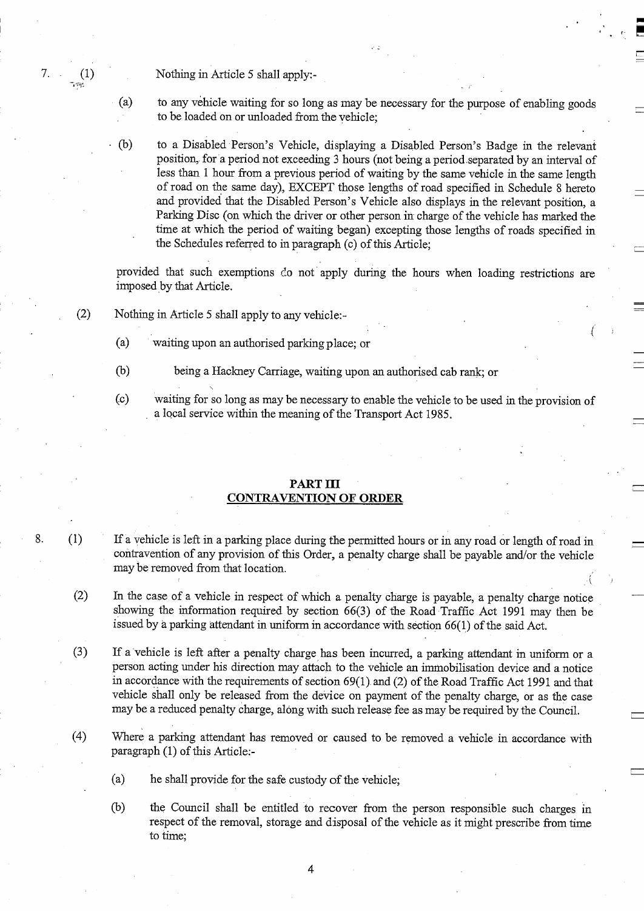7. (1) Nothing in Article 5 shall apply:-

(a) to any vehicle waiting for so long as may be necessary for the purpose of enabling goods to be loaded on or unloaded from the vehicle;

(b) to a Disabled Person's Vehicle, displaying a Disabled Person's Badge in the relevant position, for a period not exceeding 3 hours (not being a period separated by an interval of less than 1 hour from a previous period of waiting by the same vehicle in the same length of road on the same day), EXCEPT those lengths of road specified in Schedule 8 hereto and provided that the Disabled Person's Vehicle also displays in the relevant position, a Parking Disc (on which the driver or other person in charge of the vehicle has marked the time at which the period of waiting began) excepting those lengths of roads specified in the Schedules referred to in paragraph (c) of this Article;

provided that such exemptions do not apply during the hours when loading restrictions are imposed by that Article.

(2) Nothing in Article 5 shall apply to any vehicle:-

(a) waiting upon an authorised parking place; or

(b) being a Hackney Carriage, waiting upon an authorised cab rank; or

(c) waiting for so long as may be necessary to enable the vehicle to be used in the provision of a local service within the meaning of the Transport Act 1985.

## PART III
## CONTRAVENTION OF ORDER

8. (1) If a vehicle is left in a parking place during the permitted hours or in any road or length of road in contravention of any provision of this Order, a penalty charge shall be payable and/or the vehicle may be removed from that location.

(2) In the case of a vehicle in respect of which a penalty charge is payable, a penalty charge notice showing the information required by section 66(3) of the Road Traffic Act 1991 may then be issued by a parking attendant in uniform in accordance with section 66(1) of the said Act.

(3) If a vehicle is left after a penalty charge has been incurred, a parking attendant in uniform or a person acting under his direction may attach to the vehicle an immobilisation device and a notice in accordance with the requirements of section 69(1) and (2) of the Road Traffic Act 1991 and that vehicle shall only be released from the device on payment of the penalty charge, or as the case may be a reduced penalty charge, along with such release fee as may be required by the Council.

(4) Where a parking attendant has removed or caused to be removed a vehicle in accordance with paragraph (1) of this Article:-

(a) he shall provide for the safe custody of the vehicle;

(b) the Council shall be entitled to recover from the person responsible such charges in respect of the removal, storage and disposal of the vehicle as it might prescribe from time to time;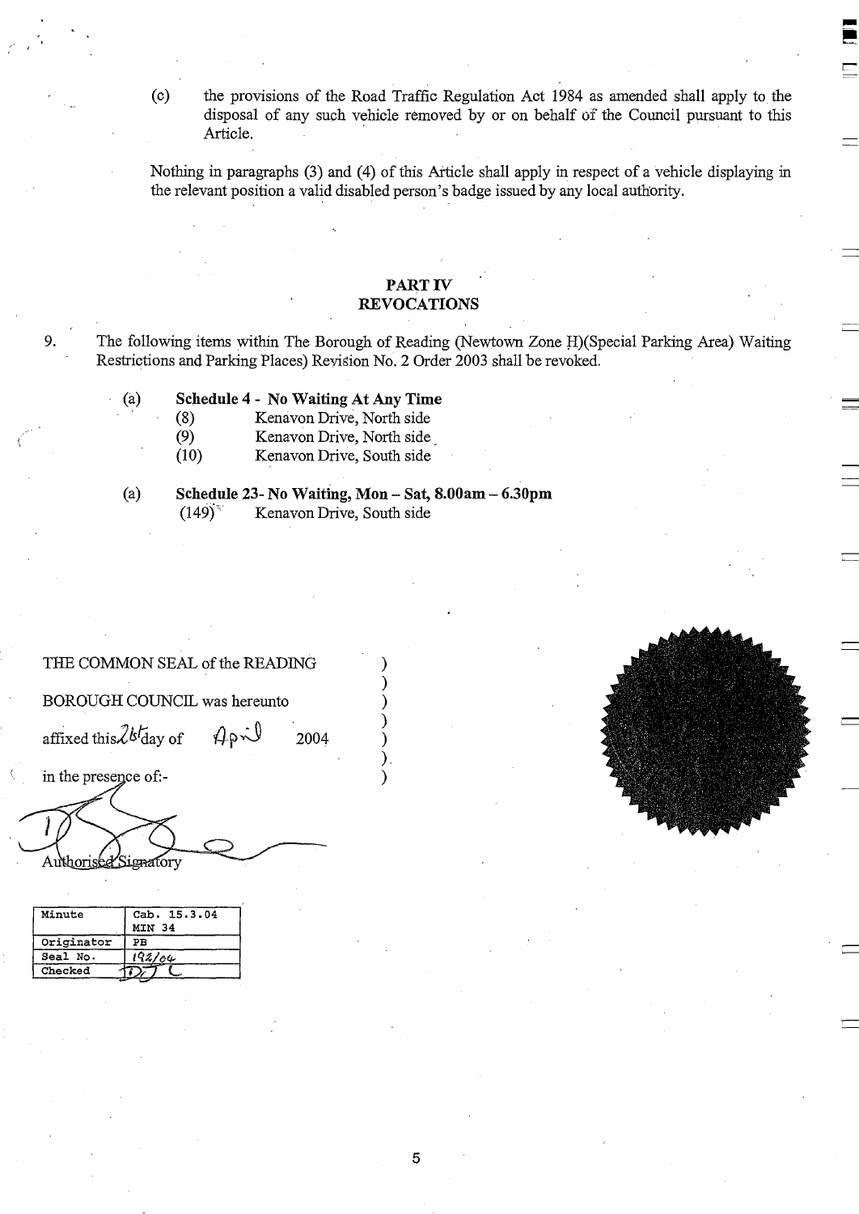(c) the provisions of the Road Traffic Regulation Act 1984 as amended shall apply to the disposal of any such vehicle removed by or on behalf of the Council pursuant to this Article.

Nothing in paragraphs (3) and (4) of this Article shall apply in respect of a vehicle displaying in the relevant position a valid disabled person's badge issued by any local authority.

## PART IV
## REVOCATIONS

9. The following items within The Borough of Reading (Newtown Zone H)(Special Parking Area) Waiting Restrictions and Parking Places) Revision No. 2 Order 2003 shall be revoked.

(a) **Schedule 4 - No Waiting At Any Time**
- (8) Kenavon Drive, North side
- (9) Kenavon Drive, North side
- (10) Kenavon Drive, South side

(a) **Schedule 23- No Waiting, Mon – Sat, 8.00am – 6.30pm**
- (149) Kenavon Drive, South side

THE COMMON SEAL of the READING BOROUGH COUNCIL was hereunto affixed this 26th day of April 2004 in the presence of:-

Authorised Signatory

| Minute | Cab. 15.3.04 MIN 34 |
|---|---|
| Originator | PB |
| Seal No. | 192/04 |
| Checked | |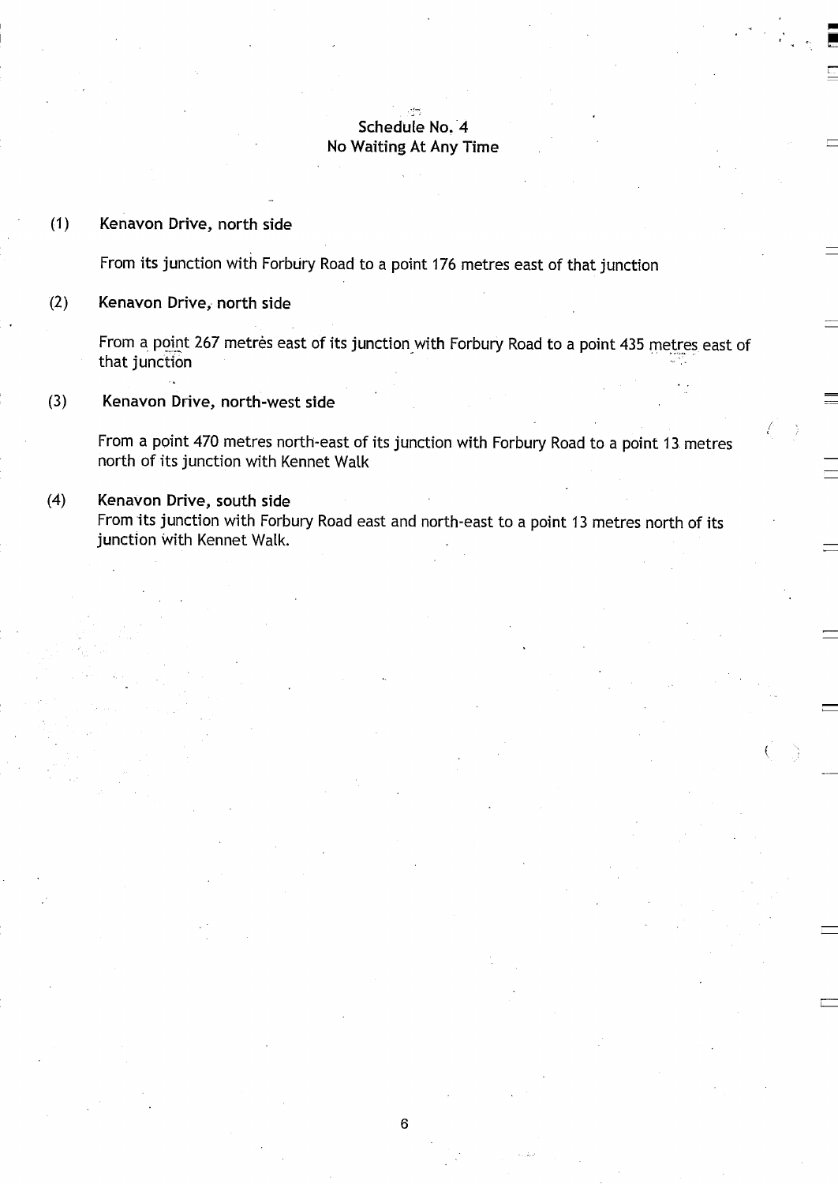## Schedule No. 4
## No Waiting At Any Time

(1) **Kenavon Drive, north side**

From its junction with Forbury Road to a point 176 metres east of that junction

(2) **Kenavon Drive, north side**

From a point 267 metres east of its junction with Forbury Road to a point 435 metres east of that junction

(3) **Kenavon Drive, north-west side**

From a point 470 metres north-east of its junction with Forbury Road to a point 13 metres north of its junction with Kennet Walk

(4) **Kenavon Drive, south side**

From its junction with Forbury Road east and north-east to a point 13 metres north of its junction with Kennet Walk.